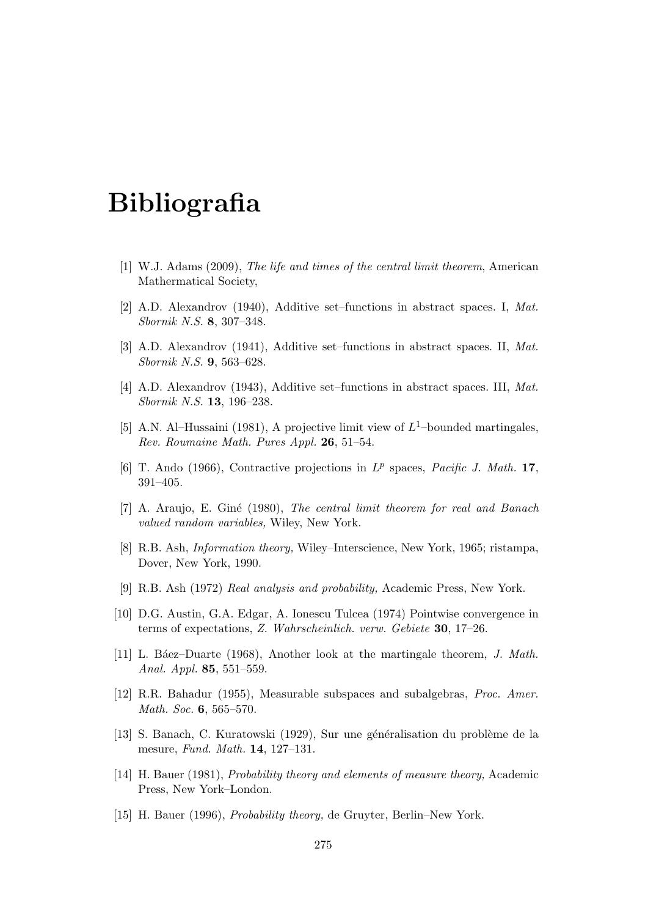# Bibliografia

[1] W.J. Adams (2009), *The life and times of the central limit theorem*, American Mathermatical Society,

[2] A.D. Alexandrov (1940), Additive set–functions in abstract spaces. I, *Mat. Sbornik N.S.* **8**, 307–348.

[3] A.D. Alexandrov (1941), Additive set–functions in abstract spaces. II, *Mat. Sbornik N.S.* **9**, 563–628.

[4] A.D. Alexandrov (1943), Additive set–functions in abstract spaces. III, *Mat. Sbornik N.S.* **13**, 196–238.

[5] A.N. Al–Hussaini (1981), A projective limit view of $L^1$–bounded martingales, *Rev. Roumaine Math. Pures Appl.* **26**, 51–54.

[6] T. Ando (1966), Contractive projections in $L^p$ spaces, *Pacific J. Math.* **17**, 391–405.

[7] A. Araujo, E. Giné (1980), *The central limit theorem for real and Banach valued random variables,* Wiley, New York.

[8] R.B. Ash, *Information theory,* Wiley–Interscience, New York, 1965; ristampa, Dover, New York, 1990.

[9] R.B. Ash (1972) *Real analysis and probability,* Academic Press, New York.

[10] D.G. Austin, G.A. Edgar, A. Ionescu Tulcea (1974) Pointwise convergence in terms of expectations, *Z. Wahrscheinlich. verw. Gebiete* **30**, 17–26.

[11] L. Báez–Duarte (1968), Another look at the martingale theorem, *J. Math. Anal. Appl.* **85**, 551–559.

[12] R.R. Bahadur (1955), Measurable subspaces and subalgebras, *Proc. Amer. Math. Soc.* **6**, 565–570.

[13] S. Banach, C. Kuratowski (1929), Sur une généralisation du problème de la mesure, *Fund. Math.* **14**, 127–131.

[14] H. Bauer (1981), *Probability theory and elements of measure theory,* Academic Press, New York–London.

[15] H. Bauer (1996), *Probability theory,* de Gruyter, Berlin–New York.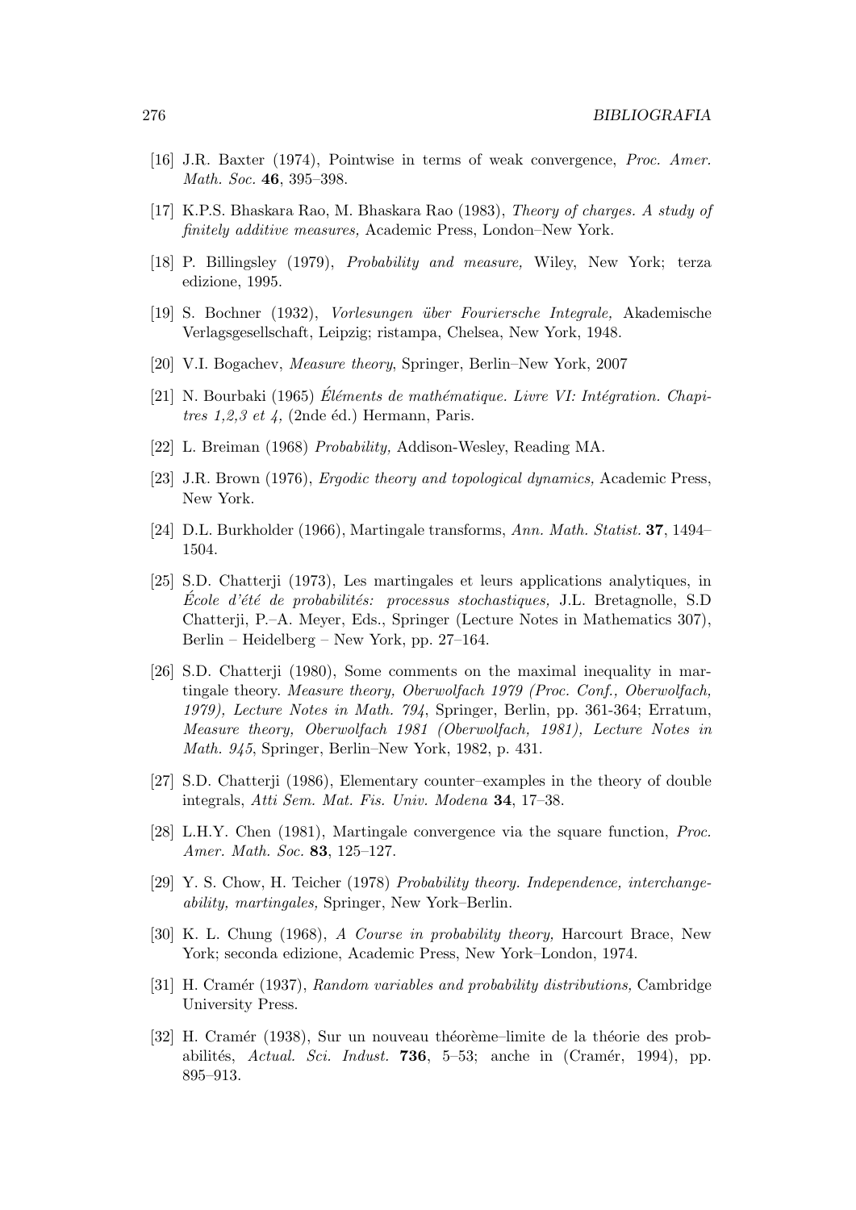[16] J.R. Baxter (1974), Pointwise in terms of weak convergence, *Proc. Amer. Math. Soc.* **46**, 395–398.

[17] K.P.S. Bhaskara Rao, M. Bhaskara Rao (1983), *Theory of charges. A study of finitely additive measures,* Academic Press, London–New York.

[18] P. Billingsley (1979), *Probability and measure,* Wiley, New York; terza edizione, 1995.

[19] S. Bochner (1932), *Vorlesungen über Fouriersche Integrale,* Akademische Verlagsgesellschaft, Leipzig; ristampa, Chelsea, New York, 1948.

[20] V.I. Bogachev, *Measure theory*, Springer, Berlin–New York, 2007

[21] N. Bourbaki (1965) *Éléments de mathématique. Livre VI: Intégration. Chapitres 1,2,3 et 4,* (2nde éd.) Hermann, Paris.

[22] L. Breiman (1968) *Probability,* Addison-Wesley, Reading MA.

[23] J.R. Brown (1976), *Ergodic theory and topological dynamics,* Academic Press, New York.

[24] D.L. Burkholder (1966), Martingale transforms, *Ann. Math. Statist.* **37**, 1494–1504.

[25] S.D. Chatterji (1973), Les martingales et leurs applications analytiques, in *École d'été de probabilités: processus stochastiques,* J.L. Bretagnolle, S.D Chatterji, P.–A. Meyer, Eds., Springer (Lecture Notes in Mathematics 307), Berlin – Heidelberg – New York, pp. 27–164.

[26] S.D. Chatterji (1980), Some comments on the maximal inequality in martingale theory. *Measure theory, Oberwolfach 1979 (Proc. Conf., Oberwolfach, 1979), Lecture Notes in Math. 794*, Springer, Berlin, pp. 361-364; Erratum, *Measure theory, Oberwolfach 1981 (Oberwolfach, 1981), Lecture Notes in Math. 945*, Springer, Berlin–New York, 1982, p. 431.

[27] S.D. Chatterji (1986), Elementary counter–examples in the theory of double integrals, *Atti Sem. Mat. Fis. Univ. Modena* **34**, 17–38.

[28] L.H.Y. Chen (1981), Martingale convergence via the square function, *Proc. Amer. Math. Soc.* **83**, 125–127.

[29] Y. S. Chow, H. Teicher (1978) *Probability theory. Independence, interchangeability, martingales,* Springer, New York–Berlin.

[30] K. L. Chung (1968), *A Course in probability theory,* Harcourt Brace, New York; seconda edizione, Academic Press, New York–London, 1974.

[31] H. Cramér (1937), *Random variables and probability distributions,* Cambridge University Press.

[32] H. Cramér (1938), Sur un nouveau théorème–limite de la théorie des probabilités, *Actual. Sci. Indust.* **736**, 5–53; anche in (Cramér, 1994), pp. 895–913.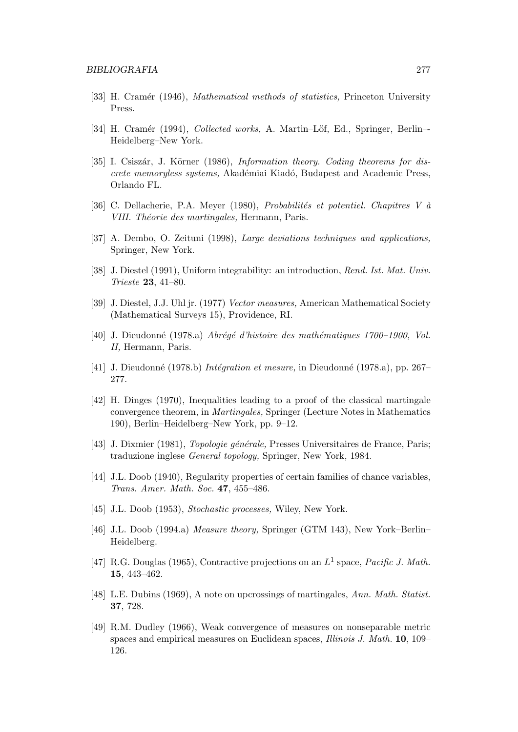[33] H. Cramér (1946), *Mathematical methods of statistics,* Princeton University Press.

[34] H. Cramér (1994), *Collected works,* A. Martin–Löf, Ed., Springer, Berlin–-Heidelberg–New York.

[35] I. Csiszár, J. Körner (1986), *Information theory. Coding theorems for discrete memoryless systems,* Akadémiai Kiadó, Budapest and Academic Press, Orlando FL.

[36] C. Dellacherie, P.A. Meyer (1980), *Probabilités et potentiel. Chapitres V à VIII. Théorie des martingales,* Hermann, Paris.

[37] A. Dembo, O. Zeituni (1998), *Large deviations techniques and applications,* Springer, New York.

[38] J. Diestel (1991), Uniform integrability: an introduction, *Rend. Ist. Mat. Univ. Trieste* **23**, 41–80.

[39] J. Diestel, J.J. Uhl jr. (1977) *Vector measures,* American Mathematical Society (Mathematical Surveys 15), Providence, RI.

[40] J. Dieudonné (1978.a) *Abrégé d'histoire des mathématiques 1700–1900, Vol. II,* Hermann, Paris.

[41] J. Dieudonné (1978.b) *Intégration et mesure,* in Dieudonné (1978.a), pp. 267–277.

[42] H. Dinges (1970), Inequalities leading to a proof of the classical martingale convergence theorem, in *Martingales,* Springer (Lecture Notes in Mathematics 190), Berlin–Heidelberg–New York, pp. 9–12.

[43] J. Dixmier (1981), *Topologie générale,* Presses Universitaires de France, Paris; traduzione inglese *General topology,* Springer, New York, 1984.

[44] J.L. Doob (1940), Regularity properties of certain families of chance variables, *Trans. Amer. Math. Soc.* **47**, 455–486.

[45] J.L. Doob (1953), *Stochastic processes,* Wiley, New York.

[46] J.L. Doob (1994.a) *Measure theory,* Springer (GTM 143), New York–Berlin–Heidelberg.

[47] R.G. Douglas (1965), Contractive projections on an $L^1$ space, *Pacific J. Math.* **15**, 443–462.

[48] L.E. Dubins (1969), A note on upcrossings of martingales, *Ann. Math. Statist.* **37**, 728.

[49] R.M. Dudley (1966), Weak convergence of measures on nonseparable metric spaces and empirical measures on Euclidean spaces, *Illinois J. Math.* **10**, 109–126.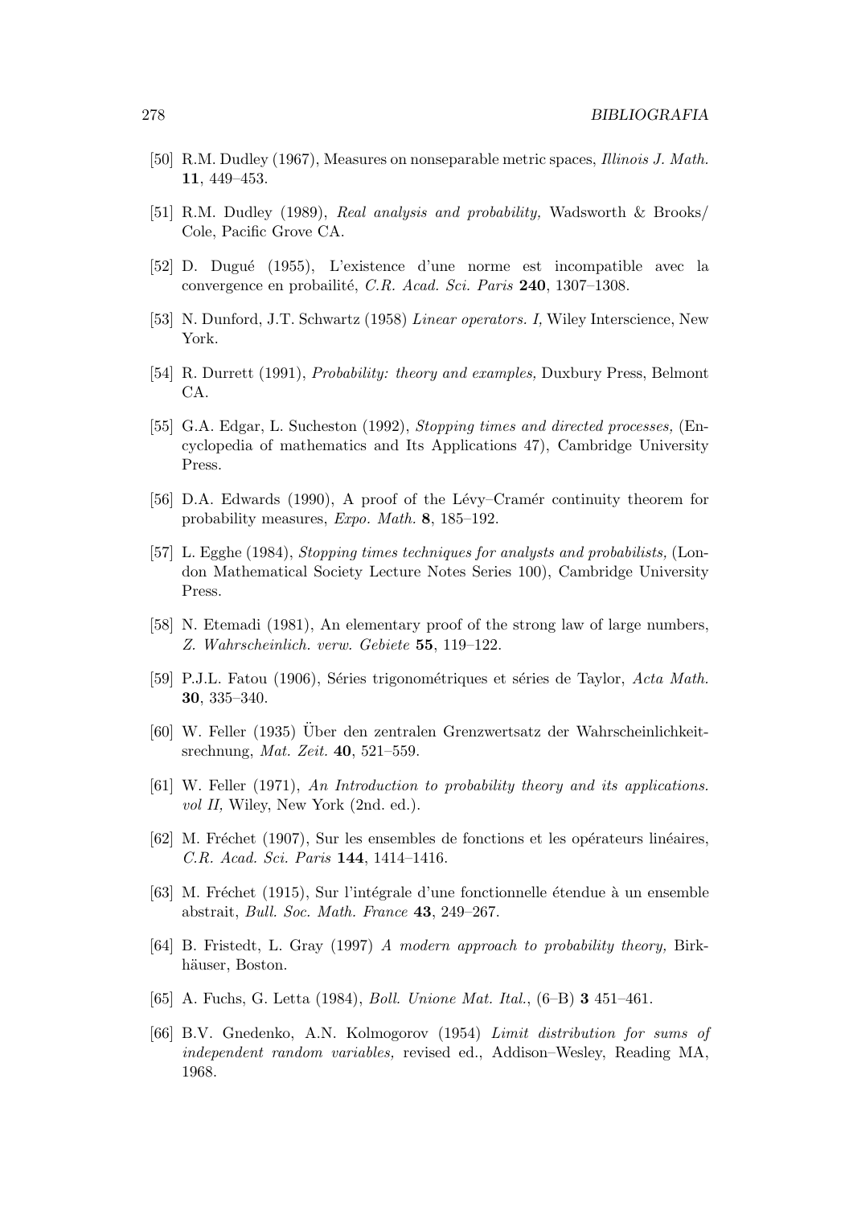[50] R.M. Dudley (1967), Measures on nonseparable metric spaces, *Illinois J. Math.* **11**, 449–453.

[51] R.M. Dudley (1989), *Real analysis and probability,* Wadsworth & Brooks/ Cole, Pacific Grove CA.

[52] D. Dugué (1955), L'existence d'une norme est incompatible avec la convergence en probailité, *C.R. Acad. Sci. Paris* **240**, 1307–1308.

[53] N. Dunford, J.T. Schwartz (1958) *Linear operators. I,* Wiley Interscience, New York.

[54] R. Durrett (1991), *Probability: theory and examples,* Duxbury Press, Belmont CA.

[55] G.A. Edgar, L. Sucheston (1992), *Stopping times and directed processes,* (Encyclopedia of mathematics and Its Applications 47), Cambridge University Press.

[56] D.A. Edwards (1990), A proof of the Lévy–Cramér continuity theorem for probability measures, *Expo. Math.* **8**, 185–192.

[57] L. Egghe (1984), *Stopping times techniques for analysts and probabilists,* (London Mathematical Society Lecture Notes Series 100), Cambridge University Press.

[58] N. Etemadi (1981), An elementary proof of the strong law of large numbers, *Z. Wahrscheinlich. verw. Gebiete* **55**, 119–122.

[59] P.J.L. Fatou (1906), Séries trigonométriques et séries de Taylor, *Acta Math.* **30**, 335–340.

[60] W. Feller (1935) Über den zentralen Grenzwertsatz der Wahrscheinlichkeitsrechnung, *Mat. Zeit.* **40**, 521–559.

[61] W. Feller (1971), *An Introduction to probability theory and its applications. vol II,* Wiley, New York (2nd. ed.).

[62] M. Fréchet (1907), Sur les ensembles de fonctions et les opérateurs linéaires, *C.R. Acad. Sci. Paris* **144**, 1414–1416.

[63] M. Fréchet (1915), Sur l'intégrale d'une fonctionnelle étendue à un ensemble abstrait, *Bull. Soc. Math. France* **43**, 249–267.

[64] B. Fristedt, L. Gray (1997) *A modern approach to probability theory,* Birkhäuser, Boston.

[65] A. Fuchs, G. Letta (1984), *Boll. Unione Mat. Ital.*, (6–B) **3** 451–461.

[66] B.V. Gnedenko, A.N. Kolmogorov (1954) *Limit distribution for sums of independent random variables,* revised ed., Addison–Wesley, Reading MA, 1968.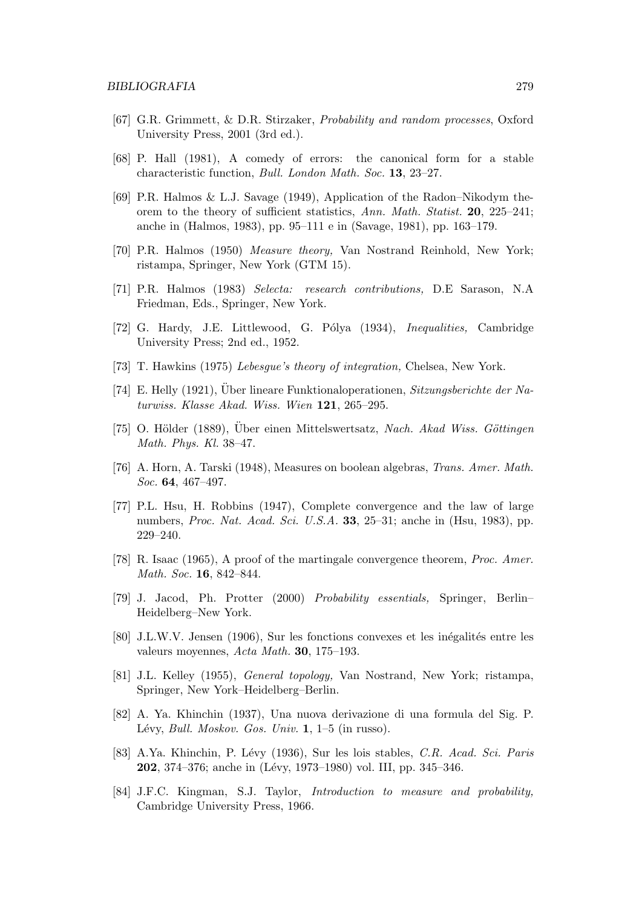[67] G.R. Grimmett, & D.R. Stirzaker, *Probability and random processes*, Oxford University Press, 2001 (3rd ed.).

[68] P. Hall (1981), A comedy of errors: the canonical form for a stable characteristic function, *Bull. London Math. Soc.* **13**, 23–27.

[69] P.R. Halmos & L.J. Savage (1949), Application of the Radon–Nikodym theorem to the theory of sufficient statistics, *Ann. Math. Statist.* **20**, 225–241; anche in (Halmos, 1983), pp. 95–111 e in (Savage, 1981), pp. 163–179.

[70] P.R. Halmos (1950) *Measure theory,* Van Nostrand Reinhold, New York; ristampa, Springer, New York (GTM 15).

[71] P.R. Halmos (1983) *Selecta: research contributions,* D.E Sarason, N.A Friedman, Eds., Springer, New York.

[72] G. Hardy, J.E. Littlewood, G. Pólya (1934), *Inequalities,* Cambridge University Press; 2nd ed., 1952.

[73] T. Hawkins (1975) *Lebesgue's theory of integration,* Chelsea, New York.

[74] E. Helly (1921), Über lineare Funktionaloperationen, *Sitzungsberichte der Naturwiss. Klasse Akad. Wiss. Wien* **121**, 265–295.

[75] O. Hölder (1889), Über einen Mittelswertsatz, *Nach. Akad Wiss. Göttingen Math. Phys. Kl.* 38–47.

[76] A. Horn, A. Tarski (1948), Measures on boolean algebras, *Trans. Amer. Math. Soc.* **64**, 467–497.

[77] P.L. Hsu, H. Robbins (1947), Complete convergence and the law of large numbers, *Proc. Nat. Acad. Sci. U.S.A.* **33**, 25–31; anche in (Hsu, 1983), pp. 229–240.

[78] R. Isaac (1965), A proof of the martingale convergence theorem, *Proc. Amer. Math. Soc.* **16**, 842–844.

[79] J. Jacod, Ph. Protter (2000) *Probability essentials,* Springer, Berlin–Heidelberg–New York.

[80] J.L.W.V. Jensen (1906), Sur les fonctions convexes et les inégalités entre les valeurs moyennes, *Acta Math.* **30**, 175–193.

[81] J.L. Kelley (1955), *General topology,* Van Nostrand, New York; ristampa, Springer, New York–Heidelberg–Berlin.

[82] A. Ya. Khinchin (1937), Una nuova derivazione di una formula del Sig. P. Lévy, *Bull. Moskov. Gos. Univ.* **1**, 1–5 (in russo).

[83] A.Ya. Khinchin, P. Lévy (1936), Sur les lois stables, *C.R. Acad. Sci. Paris* **202**, 374–376; anche in (Lévy, 1973–1980) vol. III, pp. 345–346.

[84] J.F.C. Kingman, S.J. Taylor, *Introduction to measure and probability,* Cambridge University Press, 1966.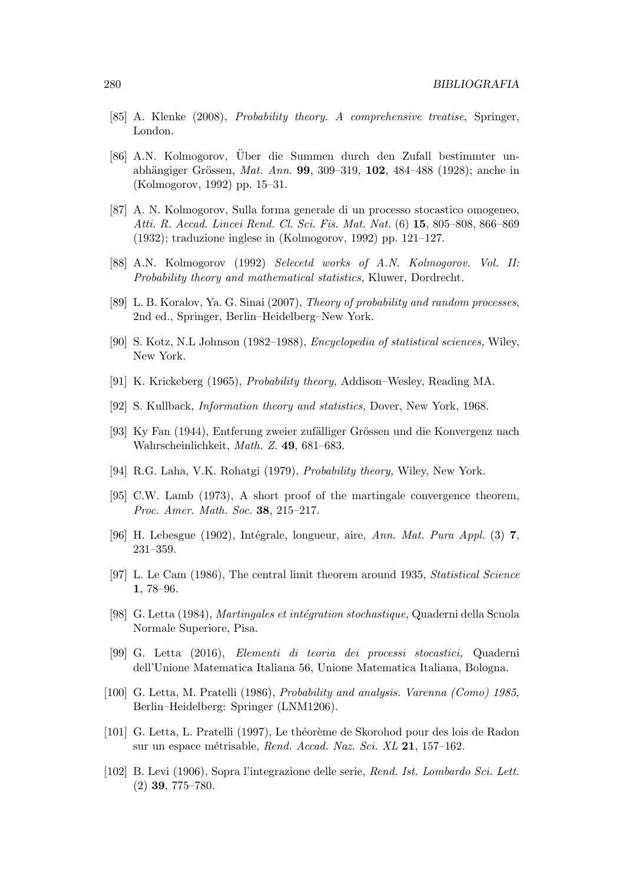[85] A. Klenke (2008), *Probability theory. A comprehensive treatise*, Springer, London.

[86] A.N. Kolmogorov, Über die Summen durch den Zufall bestimmter unabhängiger Grössen, *Mat. Ann.* **99**, 309–319, **102**, 484–488 (1928); anche in (Kolmogorov, 1992) pp. 15–31.

[87] A. N. Kolmogorov, Sulla forma generale di un processo stocastico omogeneo, *Atti. R. Accad. Lincei Rend. Cl. Sci. Fis. Mat. Nat.* (6) **15**, 805–808, 866–869 (1932); traduzione inglese in (Kolmogorov, 1992) pp. 121–127.

[88] A.N. Kolmogorov (1992) *Selecetd works of A.N. Kolmogorov. Vol. II: Probability theory and mathematical statistics,* Kluwer, Dordrecht.

[89] L. B. Koralov, Ya. G. Sinai (2007), *Theory of probability and random processes*, 2nd ed., Springer, Berlin–Heidelberg–New York.

[90] S. Kotz, N.L Johnson (1982–1988), *Encyclopedia of statistical sciences,* Wiley, New York.

[91] K. Krickeberg (1965), *Probability theory,* Addison–Wesley, Reading MA.

[92] S. Kullback, *Information theory and statistics,* Dover, New York, 1968.

[93] Ky Fan (1944), Entferung zweier zufälliger Grössen und die Konvergenz nach Wahrscheinlichkeit, *Math. Z.* **49**, 681–683.

[94] R.G. Laha, V.K. Rohatgi (1979), *Probability theory,* Wiley, New York.

[95] C.W. Lamb (1973), A short proof of the martingale convergence theorem, *Proc. Amer. Math. Soc.* **38**, 215–217.

[96] H. Lebesgue (1902), Intégrale, longueur, aire, *Ann. Mat. Pura Appl.* (3) **7**, 231–359.

[97] L. Le Cam (1986), The central limit theorem around 1935, *Statistical Science* **1**, 78–96.

[98] G. Letta (1984), *Martingales et intégration stochastique,* Quaderni della Scuola Normale Superiore, Pisa.

[99] G. Letta (2016), *Elementi di teoria dei processi stocastici,* Quaderni dell'Unione Matematica Italiana 56, Unione Matematica Italiana, Bologna.

[100] G. Letta, M. Pratelli (1986), *Probability and analysis. Varenna (Como) 1985,* Berlin–Heidelberg: Springer (LNM1206).

[101] G. Letta, L. Pratelli (1997), Le théorème de Skorohod pour des lois de Radon sur un espace métrisable, *Rend. Accad. Naz. Sci. XL* **21**, 157–162.

[102] B. Levi (1906), Sopra l'integrazione delle serie, *Rend. Ist. Lombardo Sci. Lett.* (2) **39**, 775–780.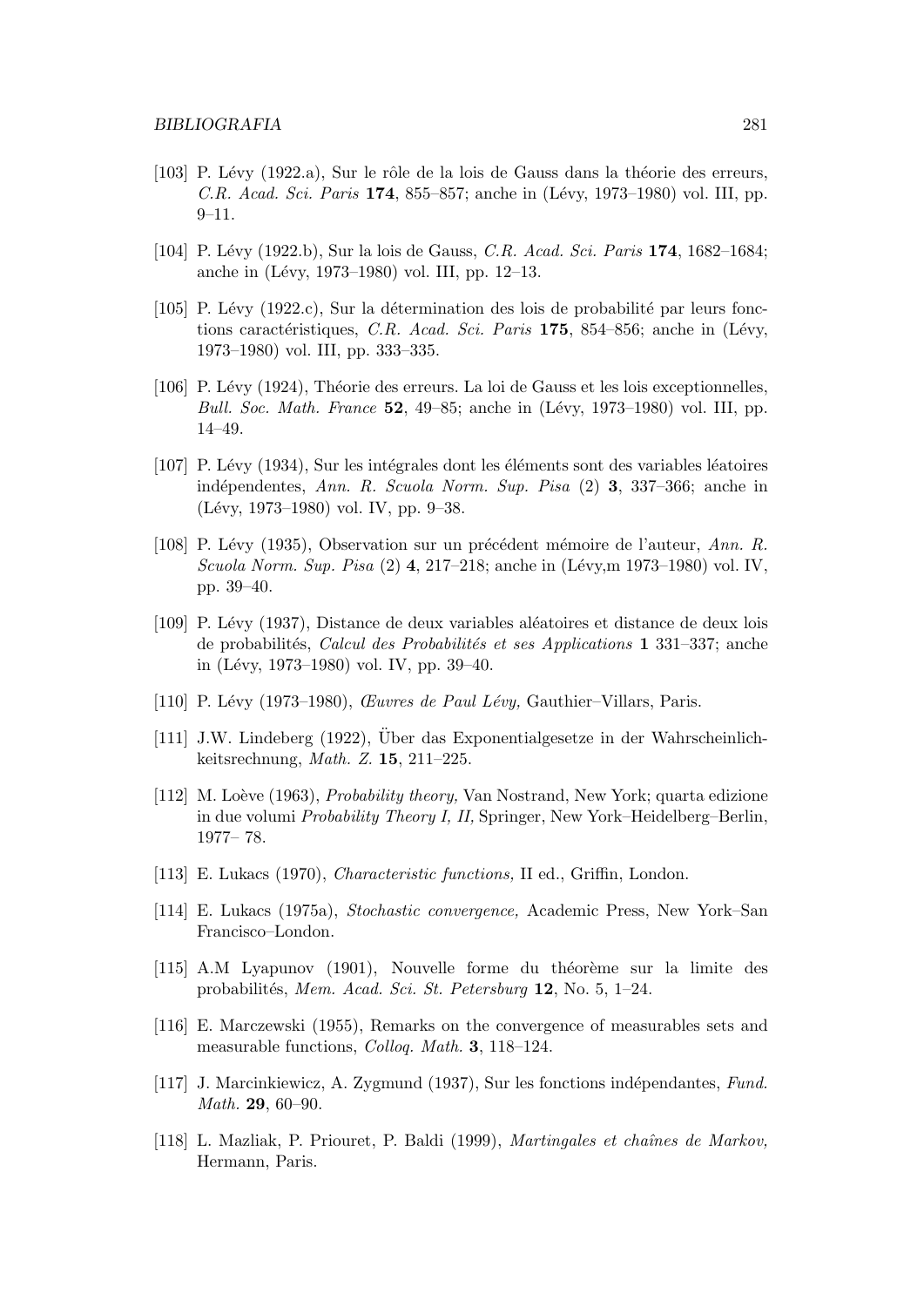- [103] P. Lévy (1922.a), Sur le rôle de la lois de Gauss dans la théorie des erreurs, *C.R. Acad. Sci. Paris* **174**, 855–857; anche in (Lévy, 1973–1980) vol. III, pp. 9–11.

- [104] P. Lévy (1922.b), Sur la lois de Gauss, *C.R. Acad. Sci. Paris* **174**, 1682–1684; anche in (Lévy, 1973–1980) vol. III, pp. 12–13.

- [105] P. Lévy (1922.c), Sur la détermination des lois de probabilité par leurs fonctions caractéristiques, *C.R. Acad. Sci. Paris* **175**, 854–856; anche in (Lévy, 1973–1980) vol. III, pp. 333–335.

- [106] P. Lévy (1924), Théorie des erreurs. La loi de Gauss et les lois exceptionnelles, *Bull. Soc. Math. France* **52**, 49–85; anche in (Lévy, 1973–1980) vol. III, pp. 14–49.

- [107] P. Lévy (1934), Sur les intégrales dont les éléments sont des variables léatoires indépendentes, *Ann. R. Scuola Norm. Sup. Pisa* (2) **3**, 337–366; anche in (Lévy, 1973–1980) vol. IV, pp. 9–38.

- [108] P. Lévy (1935), Observation sur un précédent mémoire de l'auteur, *Ann. R. Scuola Norm. Sup. Pisa* (2) **4**, 217–218; anche in (Lévy,m 1973–1980) vol. IV, pp. 39–40.

- [109] P. Lévy (1937), Distance de deux variables aléatoires et distance de deux lois de probabilités, *Calcul des Probabilités et ses Applications* **1** 331–337; anche in (Lévy, 1973–1980) vol. IV, pp. 39–40.

- [110] P. Lévy (1973–1980), *Œuvres de Paul Lévy,* Gauthier–Villars, Paris.

- [111] J.W. Lindeberg (1922), Über das Exponentialgesetze in der Wahrscheinlichkeitsrechnung, *Math. Z.* **15**, 211–225.

- [112] M. Loève (1963), *Probability theory,* Van Nostrand, New York; quarta edizione in due volumi *Probability Theory I, II,* Springer, New York–Heidelberg–Berlin, 1977– 78.

- [113] E. Lukacs (1970), *Characteristic functions,* II ed., Griffin, London.

- [114] E. Lukacs (1975a), *Stochastic convergence,* Academic Press, New York–San Francisco–London.

- [115] A.M Lyapunov (1901), Nouvelle forme du théorème sur la limite des probabilités, *Mem. Acad. Sci. St. Petersburg* **12**, No. 5, 1–24.

- [116] E. Marczewski (1955), Remarks on the convergence of measurables sets and measurable functions, *Colloq. Math.* **3**, 118–124.

- [117] J. Marcinkiewicz, A. Zygmund (1937), Sur les fonctions indépendantes, *Fund. Math.* **29**, 60–90.

- [118] L. Mazliak, P. Priouret, P. Baldi (1999), *Martingales et chaînes de Markov,* Hermann, Paris.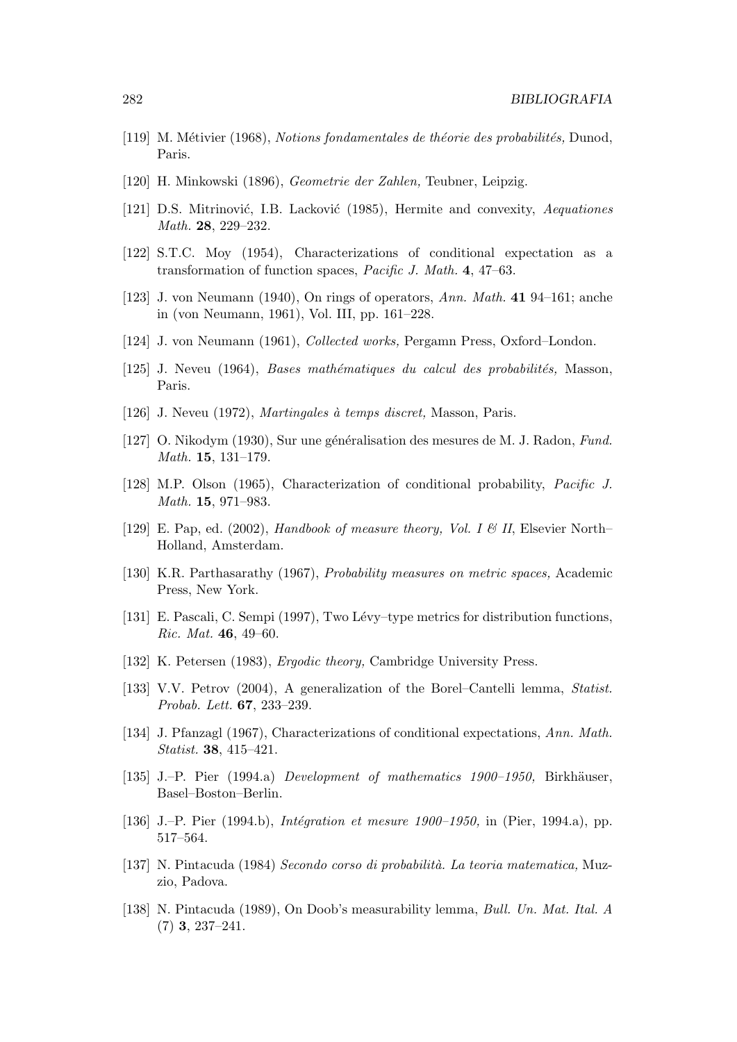[119] M. Métivier (1968), *Notions fondamentales de théorie des probabilités,* Dunod, Paris.

[120] H. Minkowski (1896), *Geometrie der Zahlen,* Teubner, Leipzig.

[121] D.S. Mitrinović, I.B. Lacković (1985), Hermite and convexity, *Aequationes Math.* **28**, 229–232.

[122] S.T.C. Moy (1954), Characterizations of conditional expectation as a transformation of function spaces, *Pacific J. Math.* **4**, 47–63.

[123] J. von Neumann (1940), On rings of operators, *Ann. Math.* **41** 94–161; anche in (von Neumann, 1961), Vol. III, pp. 161–228.

[124] J. von Neumann (1961), *Collected works,* Pergamn Press, Oxford–London.

[125] J. Neveu (1964), *Bases mathématiques du calcul des probabilités,* Masson, Paris.

[126] J. Neveu (1972), *Martingales à temps discret,* Masson, Paris.

[127] O. Nikodym (1930), Sur une généralisation des mesures de M. J. Radon, *Fund. Math.* **15**, 131–179.

[128] M.P. Olson (1965), Characterization of conditional probability, *Pacific J. Math.* **15**, 971–983.

[129] E. Pap, ed. (2002), *Handbook of measure theory, Vol. I & II,* Elsevier North–Holland, Amsterdam.

[130] K.R. Parthasarathy (1967), *Probability measures on metric spaces,* Academic Press, New York.

[131] E. Pascali, C. Sempi (1997), Two Lévy–type metrics for distribution functions, *Ric. Mat.* **46**, 49–60.

[132] K. Petersen (1983), *Ergodic theory,* Cambridge University Press.

[133] V.V. Petrov (2004), A generalization of the Borel–Cantelli lemma, *Statist. Probab. Lett.* **67**, 233–239.

[134] J. Pfanzagl (1967), Characterizations of conditional expectations, *Ann. Math. Statist.* **38**, 415–421.

[135] J.–P. Pier (1994.a) *Development of mathematics 1900–1950,* Birkhäuser, Basel–Boston–Berlin.

[136] J.–P. Pier (1994.b), *Intégration et mesure 1900–1950,* in (Pier, 1994.a), pp. 517–564.

[137] N. Pintacuda (1984) *Secondo corso di probabilità. La teoria matematica,* Muzzio, Padova.

[138] N. Pintacuda (1989), On Doob's measurability lemma, *Bull. Un. Mat. Ital. A* (7) **3**, 237–241.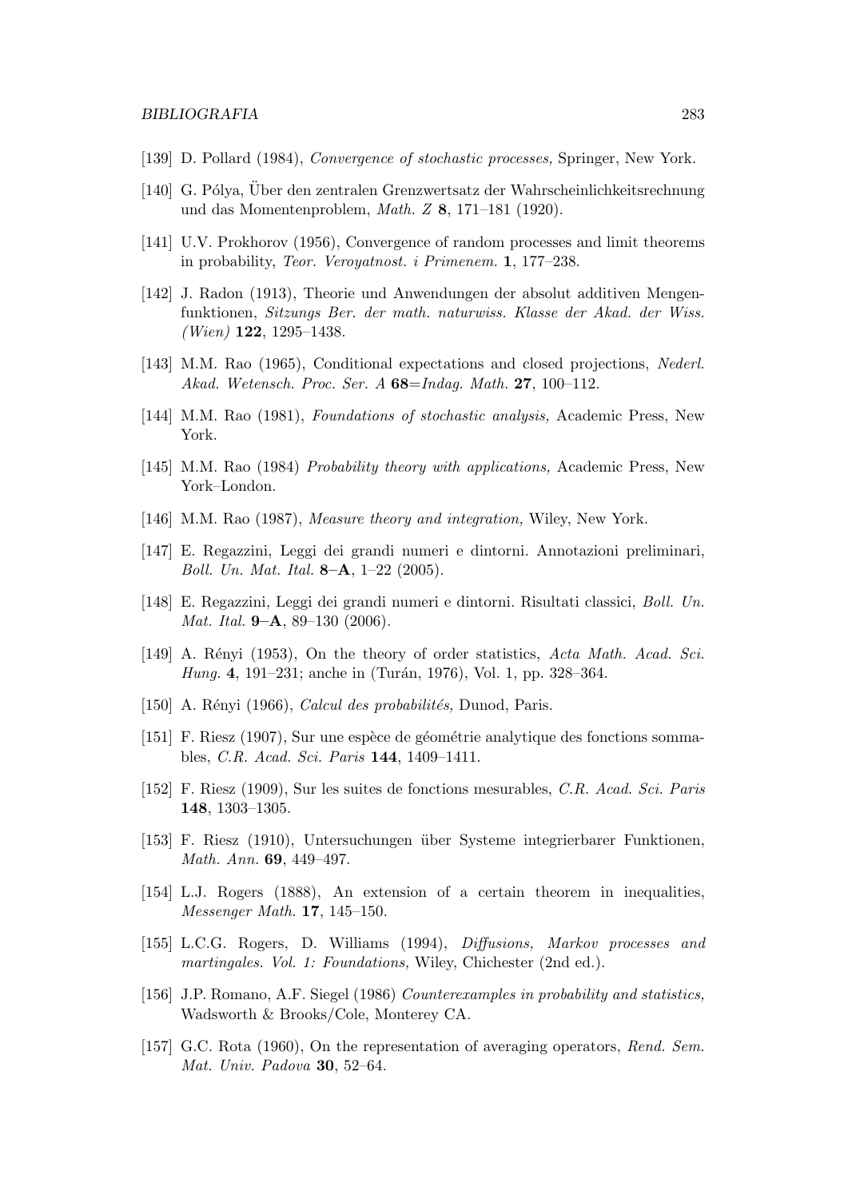[139] D. Pollard (1984), *Convergence of stochastic processes,* Springer, New York.

[140] G. Pólya, Über den zentralen Grenzwertsatz der Wahrscheinlichkeitsrechnung und das Momentenproblem, *Math. Z* **8**, 171–181 (1920).

[141] U.V. Prokhorov (1956), Convergence of random processes and limit theorems in probability, *Teor. Veroyatnost. i Primenem.* **1**, 177–238.

[142] J. Radon (1913), Theorie und Anwendungen der absolut additiven Mengenfunktionen, *Sitzungs Ber. der math. naturwiss. Klasse der Akad. der Wiss. (Wien)* **122**, 1295–1438.

[143] M.M. Rao (1965), Conditional expectations and closed projections, *Nederl. Akad. Wetensch. Proc. Ser. A* **68**=*Indag. Math.* **27**, 100–112.

[144] M.M. Rao (1981), *Foundations of stochastic analysis,* Academic Press, New York.

[145] M.M. Rao (1984) *Probability theory with applications,* Academic Press, New York–London.

[146] M.M. Rao (1987), *Measure theory and integration,* Wiley, New York.

[147] E. Regazzini, Leggi dei grandi numeri e dintorni. Annotazioni preliminari, *Boll. Un. Mat. Ital.* **8–A**, 1–22 (2005).

[148] E. Regazzini, Leggi dei grandi numeri e dintorni. Risultati classici, *Boll. Un. Mat. Ital.* **9–A**, 89–130 (2006).

[149] A. Rényi (1953), On the theory of order statistics, *Acta Math. Acad. Sci. Hung.* **4**, 191–231; anche in (Turán, 1976), Vol. 1, pp. 328–364.

[150] A. Rényi (1966), *Calcul des probabilités,* Dunod, Paris.

[151] F. Riesz (1907), Sur une espèce de géométrie analytique des fonctions sommables, *C.R. Acad. Sci. Paris* **144**, 1409–1411.

[152] F. Riesz (1909), Sur les suites de fonctions mesurables, *C.R. Acad. Sci. Paris* **148**, 1303–1305.

[153] F. Riesz (1910), Untersuchungen über Systeme integrierbarer Funktionen, *Math. Ann.* **69**, 449–497.

[154] L.J. Rogers (1888), An extension of a certain theorem in inequalities, *Messenger Math.* **17**, 145–150.

[155] L.C.G. Rogers, D. Williams (1994), *Diffusions, Markov processes and martingales. Vol. 1: Foundations,* Wiley, Chichester (2nd ed.).

[156] J.P. Romano, A.F. Siegel (1986) *Counterexamples in probability and statistics,* Wadsworth & Brooks/Cole, Monterey CA.

[157] G.C. Rota (1960), On the representation of averaging operators, *Rend. Sem. Mat. Univ. Padova* **30**, 52–64.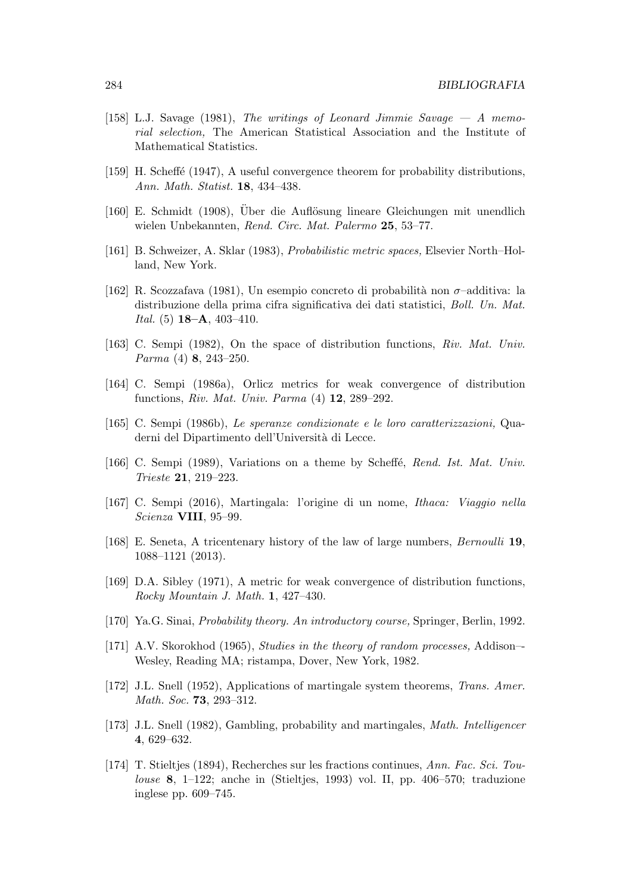[158] L.J. Savage (1981), *The writings of Leonard Jimmie Savage — A memorial selection,* The American Statistical Association and the Institute of Mathematical Statistics.

[159] H. Scheffé (1947), A useful convergence theorem for probability distributions, *Ann. Math. Statist.* **18**, 434–438.

[160] E. Schmidt (1908), Über die Auflösung lineare Gleichungen mit unendlich wielen Unbekannten, *Rend. Circ. Mat. Palermo* **25**, 53–77.

[161] B. Schweizer, A. Sklar (1983), *Probabilistic metric spaces,* Elsevier North–Holland, New York.

[162] R. Scozzafava (1981), Un esempio concreto di probabilità non $\sigma$–additiva: la distribuzione della prima cifra significativa dei dati statistici, *Boll. Un. Mat. Ital.* (5) **18–A**, 403–410.

[163] C. Sempi (1982), On the space of distribution functions, *Riv. Mat. Univ. Parma* (4) **8**, 243–250.

[164] C. Sempi (1986a), Orlicz metrics for weak convergence of distribution functions, *Riv. Mat. Univ. Parma* (4) **12**, 289–292.

[165] C. Sempi (1986b), *Le speranze condizionate e le loro caratterizzazioni,* Quaderni del Dipartimento dell'Università di Lecce.

[166] C. Sempi (1989), Variations on a theme by Scheffé, *Rend. Ist. Mat. Univ. Trieste* **21**, 219–223.

[167] C. Sempi (2016), Martingala: l'origine di un nome, *Ithaca: Viaggio nella Scienza* **VIII**, 95–99.

[168] E. Seneta, A tricentenary history of the law of large numbers, *Bernoulli* **19**, 1088–1121 (2013).

[169] D.A. Sibley (1971), A metric for weak convergence of distribution functions, *Rocky Mountain J. Math.* **1**, 427–430.

[170] Ya.G. Sinai, *Probability theory. An introductory course,* Springer, Berlin, 1992.

[171] A.V. Skorokhod (1965), *Studies in the theory of random processes,* Addison–-Wesley, Reading MA; ristampa, Dover, New York, 1982.

[172] J.L. Snell (1952), Applications of martingale system theorems, *Trans. Amer. Math. Soc.* **73**, 293–312.

[173] J.L. Snell (1982), Gambling, probability and martingales, *Math. Intelligencer* **4**, 629–632.

[174] T. Stieltjes (1894), Recherches sur les fractions continues, *Ann. Fac. Sci. Toulouse* **8**, 1–122; anche in (Stieltjes, 1993) vol. II, pp. 406–570; traduzione inglese pp. 609–745.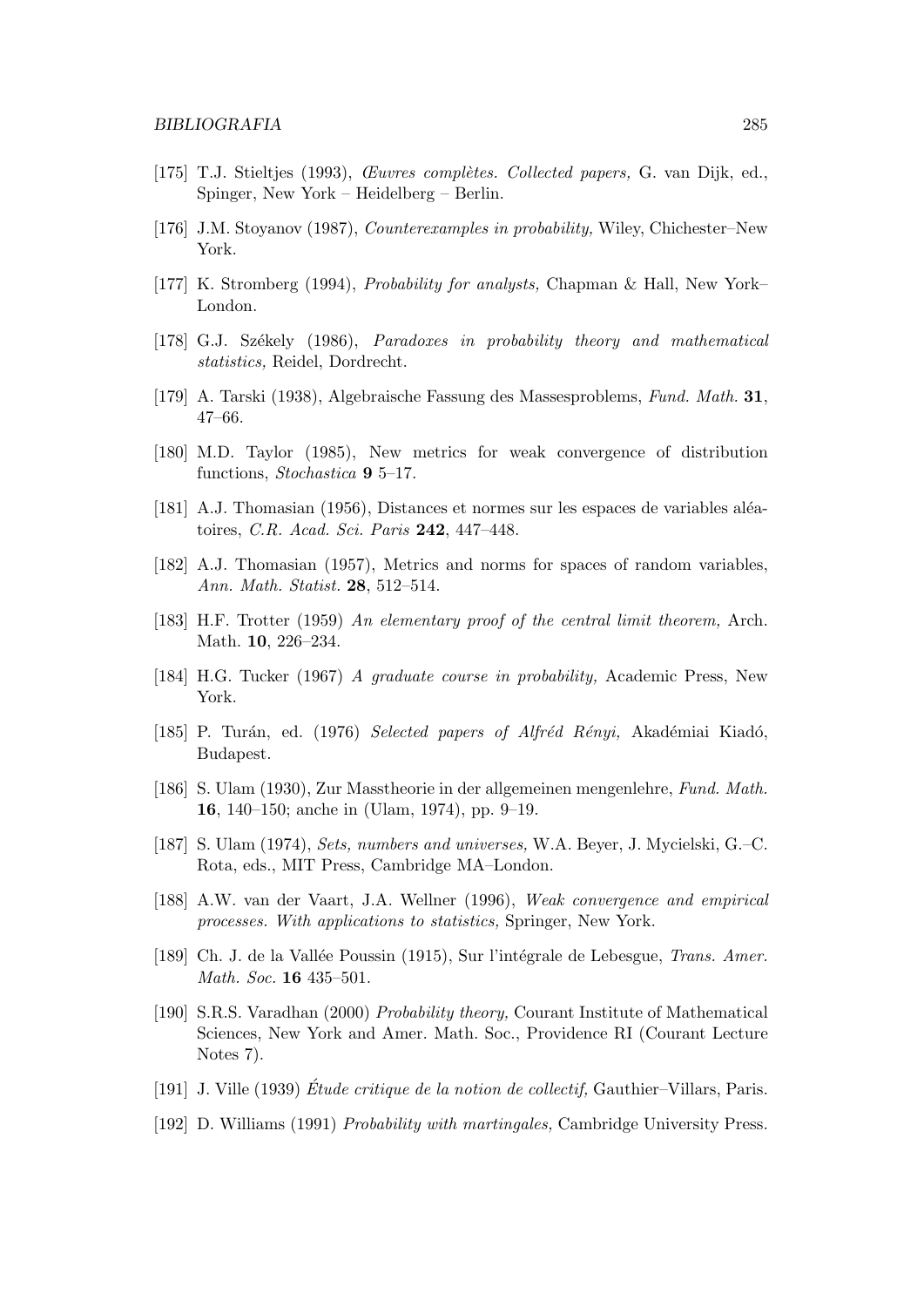- [175] T.J. Stieltjes (1993), *Œuvres complètes. Collected papers,* G. van Dijk, ed., Spinger, New York – Heidelberg – Berlin.
- [176] J.M. Stoyanov (1987), *Counterexamples in probability,* Wiley, Chichester–New York.
- [177] K. Stromberg (1994), *Probability for analysts,* Chapman & Hall, New York–London.
- [178] G.J. Székely (1986), *Paradoxes in probability theory and mathematical statistics,* Reidel, Dordrecht.
- [179] A. Tarski (1938), Algebraische Fassung des Massesproblems, *Fund. Math.* **31**, 47–66.
- [180] M.D. Taylor (1985), New metrics for weak convergence of distribution functions, *Stochastica* **9** 5–17.
- [181] A.J. Thomasian (1956), Distances et normes sur les espaces de variables aléatoires, *C.R. Acad. Sci. Paris* **242**, 447–448.
- [182] A.J. Thomasian (1957), Metrics and norms for spaces of random variables, *Ann. Math. Statist.* **28**, 512–514.
- [183] H.F. Trotter (1959) *An elementary proof of the central limit theorem,* Arch. Math. **10**, 226–234.
- [184] H.G. Tucker (1967) *A graduate course in probability,* Academic Press, New York.
- [185] P. Turán, ed. (1976) *Selected papers of Alfréd Rényi,* Akadémiai Kiadó, Budapest.
- [186] S. Ulam (1930), Zur Masstheorie in der allgemeinen mengenlehre, *Fund. Math.* **16**, 140–150; anche in (Ulam, 1974), pp. 9–19.
- [187] S. Ulam (1974), *Sets, numbers and universes,* W.A. Beyer, J. Mycielski, G.–C. Rota, eds., MIT Press, Cambridge MA–London.
- [188] A.W. van der Vaart, J.A. Wellner (1996), *Weak convergence and empirical processes. With applications to statistics,* Springer, New York.
- [189] Ch. J. de la Vallée Poussin (1915), Sur l'intégrale de Lebesgue, *Trans. Amer. Math. Soc.* **16** 435–501.
- [190] S.R.S. Varadhan (2000) *Probability theory,* Courant Institute of Mathematical Sciences, New York and Amer. Math. Soc., Providence RI (Courant Lecture Notes 7).
- [191] J. Ville (1939) *Étude critique de la notion de collectif,* Gauthier–Villars, Paris.
- [192] D. Williams (1991) *Probability with martingales,* Cambridge University Press.